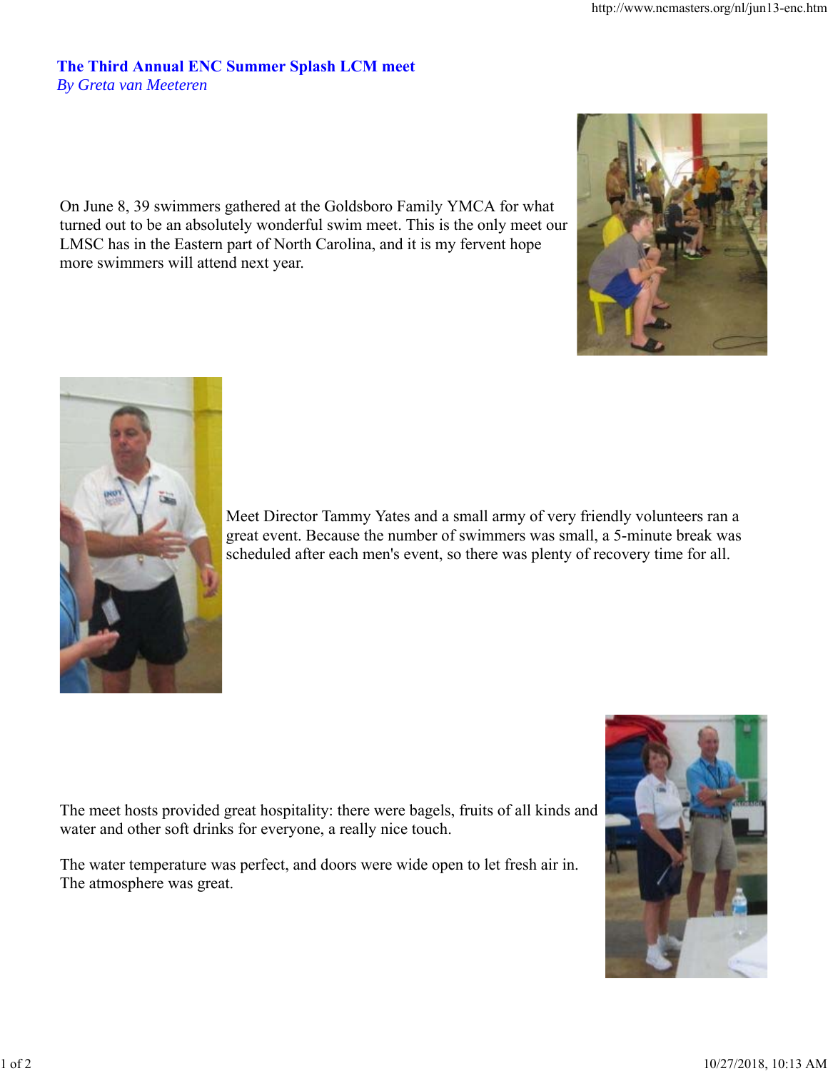## The Third Annual ENC Summer Splash LCM meet

*By Greta van Meeteren*

On June 8, 39 swimmers gathered at the Goldsboro Family YMCA for what turned out to be an absolutely wonderful swim meet. This is the only meet our LMSC has in the Eastern part of North Carolina, and it is my fervent hope more swimmers will attend next year.

Meet Director Tammy Yates and a small army of very friendly volunteers ran a great event. Because the number of swimmers was small, a 5-minute break was scheduled after each men's event, so there was plenty of recovery time for all.

The meet hosts provided great hospitality: there were bagels, fruits of all kinds and water and other soft drinks for everyone, a really nice touch.

The water temperature was perfect, and doors were wide open to let fresh air in. The atmosphere was great.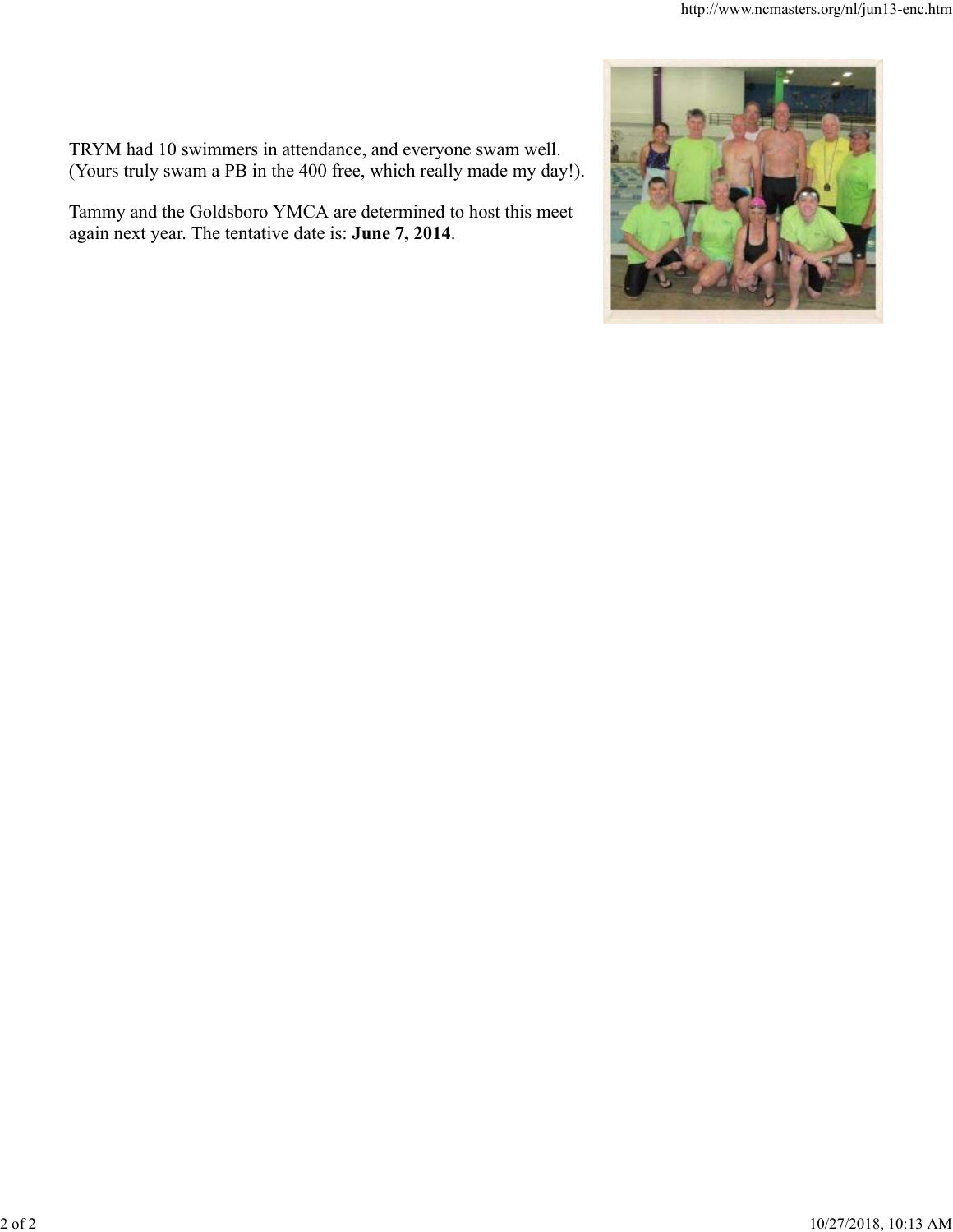TRYM had 10 swimmers in attendance, and everyone swam well. (Yours truly swam a PB in the 400 free, which really made my day!).

Tammy and the Goldsboro YMCA are determined to host this meet again next year. The tentative date is: **June 7, 2014**.